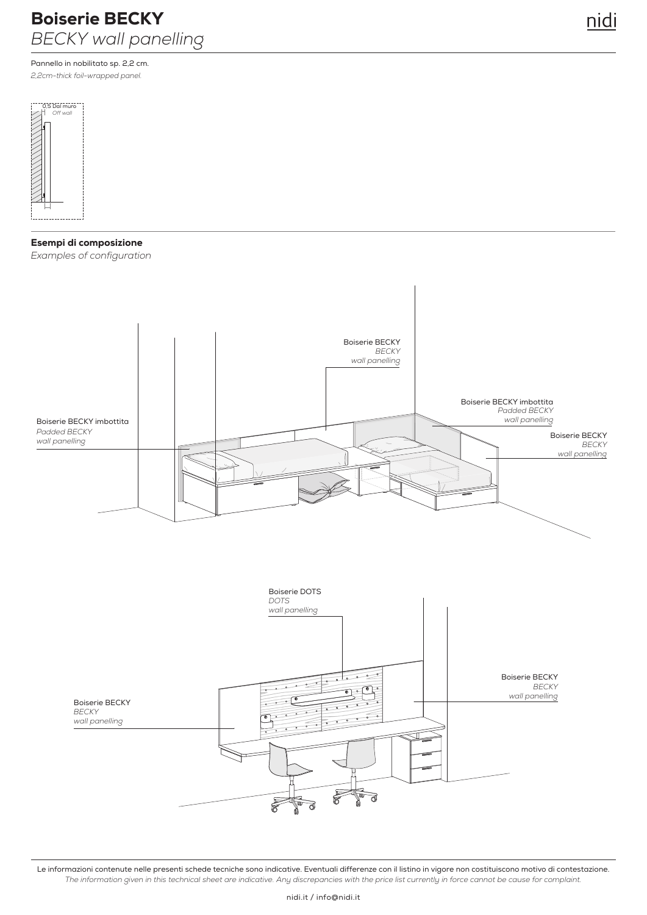# Boiserie BECKY
*BECKY wall panelling*

Pannello in nobilitato sp. 2,2 cm.
*2,2cm-thick foil-wrapped panel.*

0,5 Dal muro
*Off wall*

## Esempi di composizione
*Examples of configuration*

Boiserie BECKY
*BECKY*
*wall panelling*

Boiserie BECKY imbottita
*Padded BECKY*
*wall panelling*

Boiserie BECKY imbottita
*Padded BECKY*
*wall panelling*

Boiserie BECKY
*BECKY*
*wall panelling*

Boiserie DOTS
*DOTS*
*wall panelling*

Boiserie BECKY
*BECKY*
*wall panelling*

Boiserie BECKY
*BECKY*
*wall panelling*

Le informazioni contenute nelle presenti schede tecniche sono indicative. Eventuali differenze con il listino in vigore non costituiscono motivo di contestazione.
*The information given in this technical sheet are indicative. Any discrepancies with the price list currently in force cannot be cause for complaint.*

nidi.it / info@nidi.it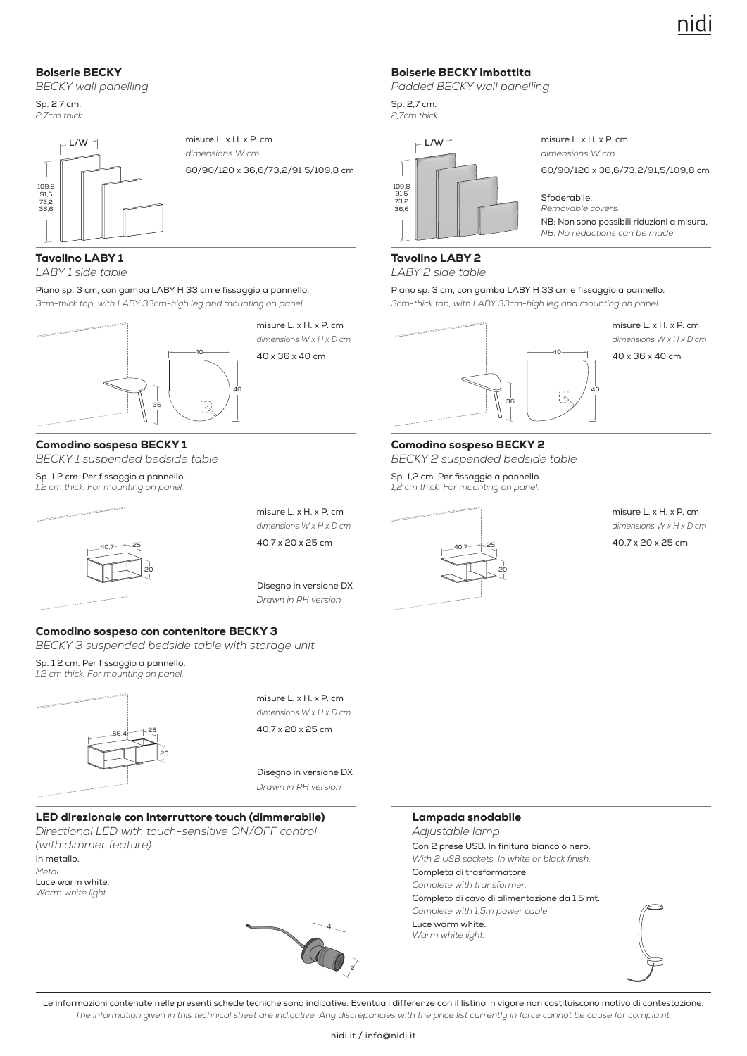## Boiserie BECKY

*BECKY wall panelling*

Sp. 2,7 cm.
*2,7cm thick.*

L/W

109,8
91,5
73,2
36,6

misure L. x H. x P. cm
*dimensions W cm*

60/90/120 x 36,6/73,2/91,5/109,8 cm

## Boiserie BECKY imbottita

*Padded BECKY wall panelling*

Sp. 2,7 cm.
*2,7cm thick.*

L/W

109,8
91,5
73,2
36,6

misure L. x H. x P. cm
*dimensions W cm*

60/90/120 x 36,6/73,2/91,5/109,8 cm

Sfoderabile.
*Removable covers.*

NB: Non sono possibili riduzioni a misura.
*NB: No reductions can be made.*

## Tavolino LABY 1

*LABY 1 side table*

Piano sp. 3 cm, con gamba LABY H 33 cm e fissaggio a pannello.
*3cm-thick top, with LABY 33cm-high leg and mounting on panel.*

40
40
36

misure L. x H. x P. cm
*dimensions W x H x D cm*

40 x 36 x 40 cm

## Tavolino LABY 2

*LABY 2 side table*

Piano sp. 3 cm, con gamba LABY H 33 cm e fissaggio a pannello.
*3cm-thick top, with LABY 33cm-high leg and mounting on panel.*

40
40
36

misure L. x H. x P. cm
*dimensions W x H x D cm*

40 x 36 x 40 cm

## Comodino sospeso BECKY 1

*BECKY 1 suspended bedside table*

Sp. 1,2 cm. Per fissaggio a pannello.
*1,2 cm thick. For mounting on panel.*

40,7
25
20

misure L. x H. x P. cm
*dimensions W x H x D cm*

40,7 x 20 x 25 cm

Disegno in versione DX
*Drawn in RH version*

## Comodino sospeso BECKY 2

*BECKY 2 suspended bedside table*

Sp. 1,2 cm. Per fissaggio a pannello.
*1,2 cm thick. For mounting on panel.*

40,7
25
20

misure L. x H. x P. cm
*dimensions W x H x D cm*

40,7 x 20 x 25 cm

## Comodino sospeso con contenitore BECKY 3

*BECKY 3 suspended bedside table with storage unit*

Sp. 1,2 cm. Per fissaggio a pannello.
*1,2 cm thick. For mounting on panel.*

56,4
25
20

misure L. x H. x P. cm
*dimensions W x H x D cm*

40,7 x 20 x 25 cm

Disegno in versione DX
*Drawn in RH version*

## LED direzionale con interruttore touch (dimmerabile)

*Directional LED with touch-sensitive ON/OFF control (with dimmer feature)*

In metallo.
*Metal.*

Luce warm white.
*Warm white light.*

4
2

## Lampada snodabile

*Adjustable lamp*

Con 2 prese USB. In finitura bianco o nero.
*With 2 USB sockets. In white or black finish.*

Completa di trasformatore.
*Complete with transformer.*

Completo di cavo di alimentazione da 1,5 mt.
*Complete with 1,5m power cable.*

Luce warm white.
*Warm white light.*

Le informazioni contenute nelle presenti schede tecniche sono indicative. Eventuali differenze con il listino in vigore non costituiscono motivo di contestazione.
*The information given in this technical sheet are indicative. Any discrepancies with the price list currently in force cannot be cause for complaint.*

nidi.it / info@nidi.it